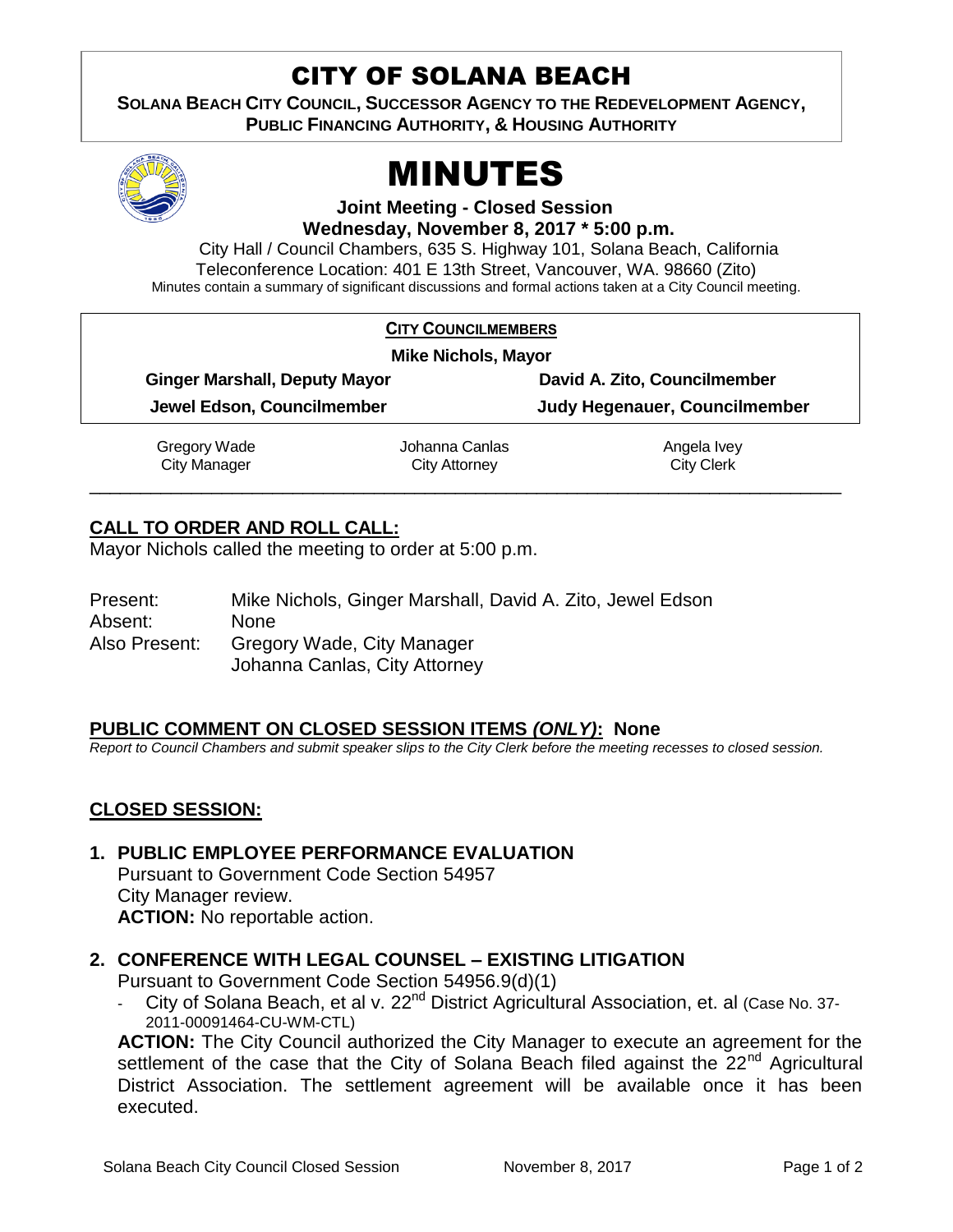# CITY OF SOLANA BEACH

**SOLANA BEACH CITY COUNCIL, SUCCESSOR AGENCY TO THE REDEVELOPMENT AGENCY, PUBLIC FINANCING AUTHORITY, & HOUSING AUTHORITY**

# MINUTES

**Joint Meeting - Closed Session**
**Wednesday, November 8, 2017 * 5:00 p.m.**

City Hall / Council Chambers, 635 S. Highway 101, Solana Beach, California
Teleconference Location: 401 E 13th Street, Vancouver, WA. 98660 (Zito)
Minutes contain a summary of significant discussions and formal actions taken at a City Council meeting.

**CITY COUNCILMEMBERS**

**Mike Nichols, Mayor**

**Ginger Marshall, Deputy Mayor** | **David A. Zito, Councilmember**
**Jewel Edson, Councilmember** | **Judy Hegenauer, Councilmember**

| Gregory Wade | Johanna Canlas | Angela Ivey |
|---|---|---|
| City Manager | City Attorney | City Clerk |

## CALL TO ORDER AND ROLL CALL:

Mayor Nichols called the meeting to order at 5:00 p.m.

Present: Mike Nichols, Ginger Marshall, David A. Zito, Jewel Edson
Absent: None
Also Present: Gregory Wade, City Manager
Johanna Canlas, City Attorney

## PUBLIC COMMENT ON CLOSED SESSION ITEMS *(ONLY)*: None

*Report to Council Chambers and submit speaker slips to the City Clerk before the meeting recesses to closed session.*

## CLOSED SESSION:

**1. PUBLIC EMPLOYEE PERFORMANCE EVALUATION**
Pursuant to Government Code Section 54957
City Manager review.
**ACTION:** No reportable action.

**2. CONFERENCE WITH LEGAL COUNSEL – EXISTING LITIGATION**
Pursuant to Government Code Section 54956.9(d)(1)
- City of Solana Beach, et al v. 22nd District Agricultural Association, et. al (Case No. 37-2011-00091464-CU-WM-CTL)

**ACTION:** The City Council authorized the City Manager to execute an agreement for the settlement of the case that the City of Solana Beach filed against the 22nd Agricultural District Association. The settlement agreement will be available once it has been executed.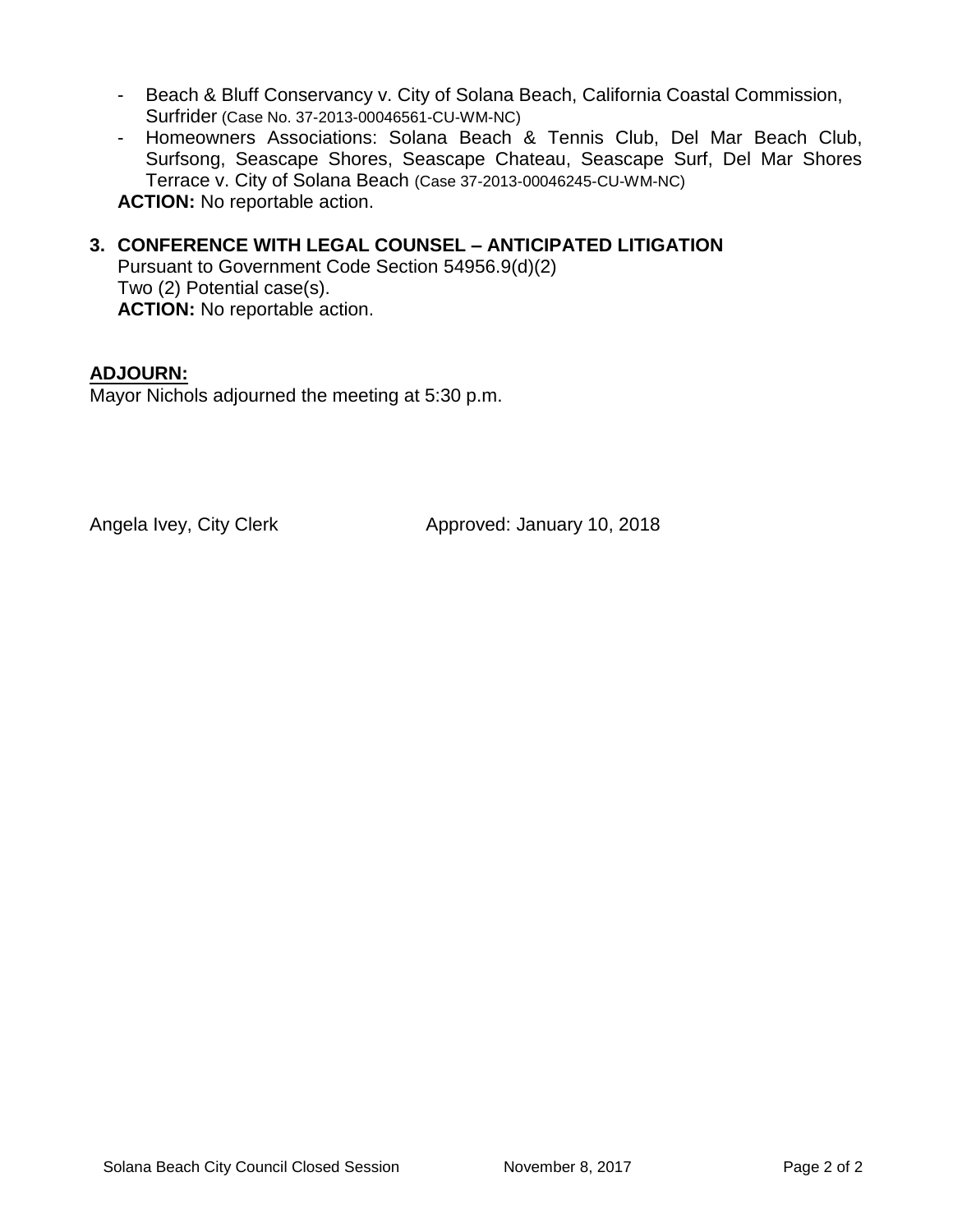- Beach & Bluff Conservancy v. City of Solana Beach, California Coastal Commission, Surfrider (Case No. 37-2013-00046561-CU-WM-NC)
- Homeowners Associations: Solana Beach & Tennis Club, Del Mar Beach Club, Surfsong, Seascape Shores, Seascape Chateau, Seascape Surf, Del Mar Shores Terrace v. City of Solana Beach (Case 37-2013-00046245-CU-WM-NC)

**ACTION:** No reportable action.

**3. CONFERENCE WITH LEGAL COUNSEL – ANTICIPATED LITIGATION**

Pursuant to Government Code Section 54956.9(d)(2)
Two (2) Potential case(s).
**ACTION:** No reportable action.

**ADJOURN:**

Mayor Nichols adjourned the meeting at 5:30 p.m.

Angela Ivey, City Clerk

Approved: January 10, 2018